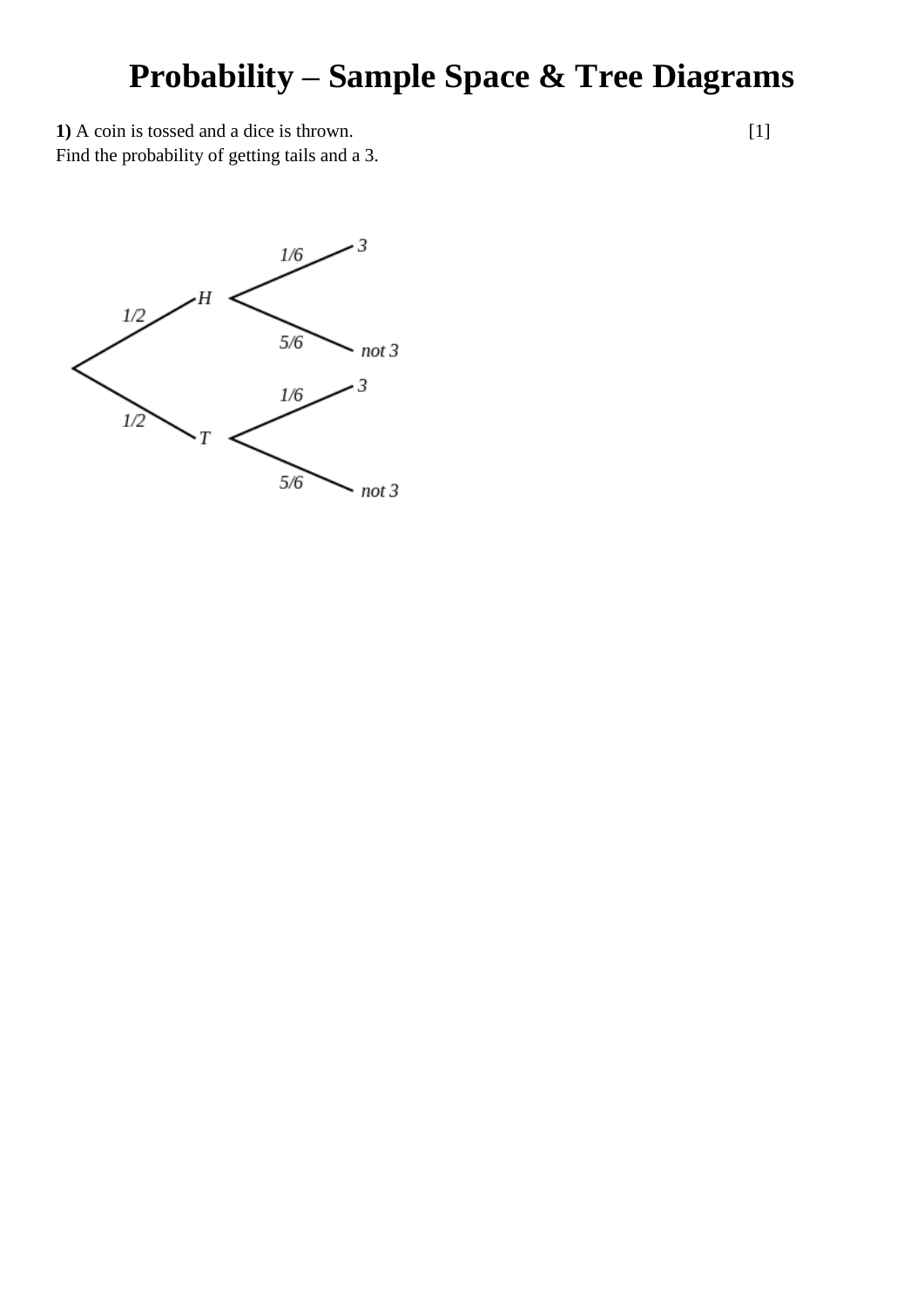# Probability – Sample Space & Tree Diagrams

**1)** A coin is tossed and a dice is thrown. [1]

Find the probability of getting tails and a 3.

$1/2$ — $H$ — $1/6$ — $3$

$1/2$ — $H$ — $5/6$ — *not 3*

$1/2$ — $T$ — $1/6$ — $3$

$1/2$ — $T$ — $5/6$ — *not 3*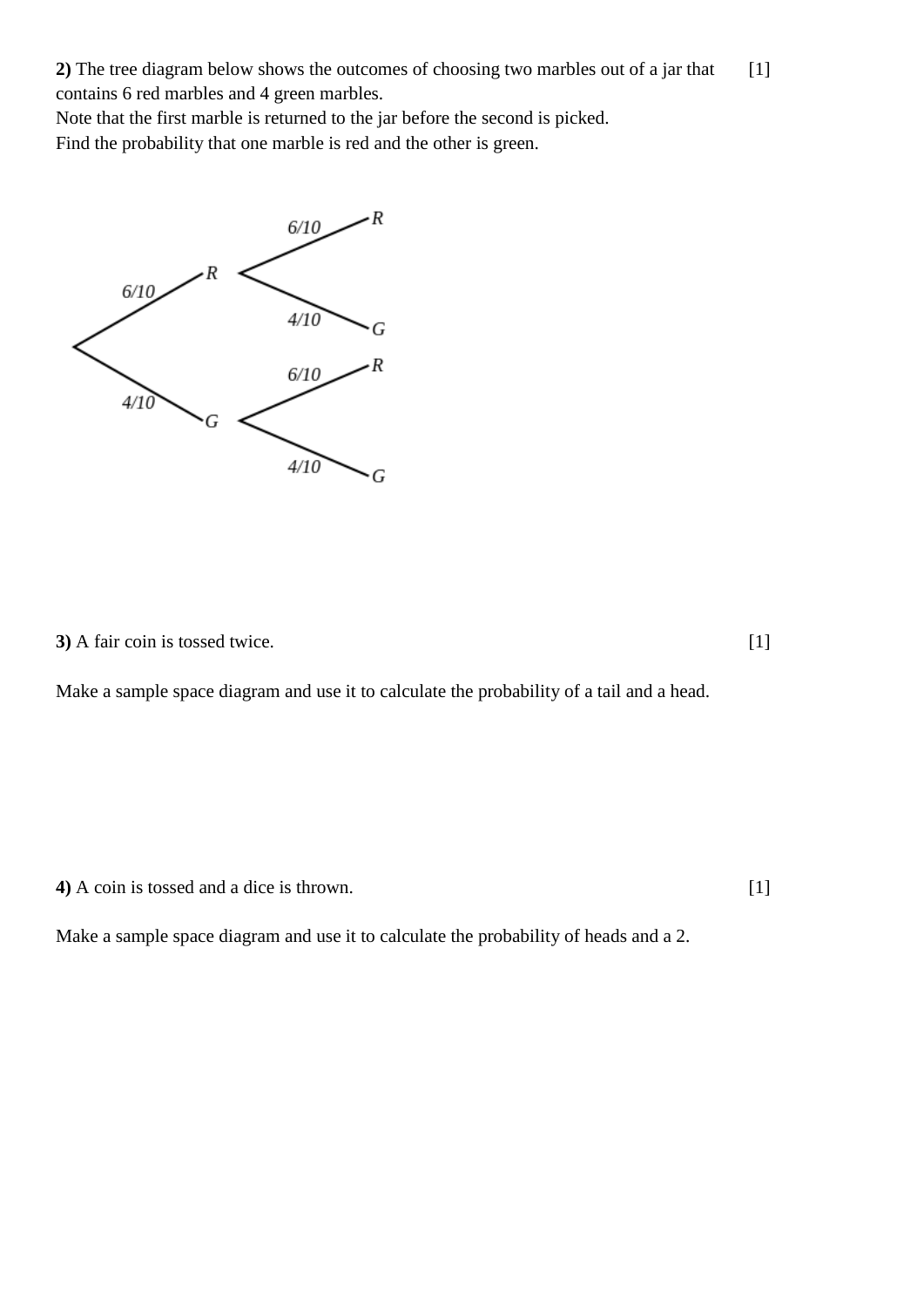**2)** The tree diagram below shows the outcomes of choosing two marbles out of a jar that contains 6 red marbles and 4 green marbles. [1]
Note that the first marble is returned to the jar before the second is picked.
Find the probability that one marble is red and the other is green.

**3)** A fair coin is tossed twice. [1]

Make a sample space diagram and use it to calculate the probability of a tail and a head.

**4)** A coin is tossed and a dice is thrown. [1]

Make a sample space diagram and use it to calculate the probability of heads and a 2.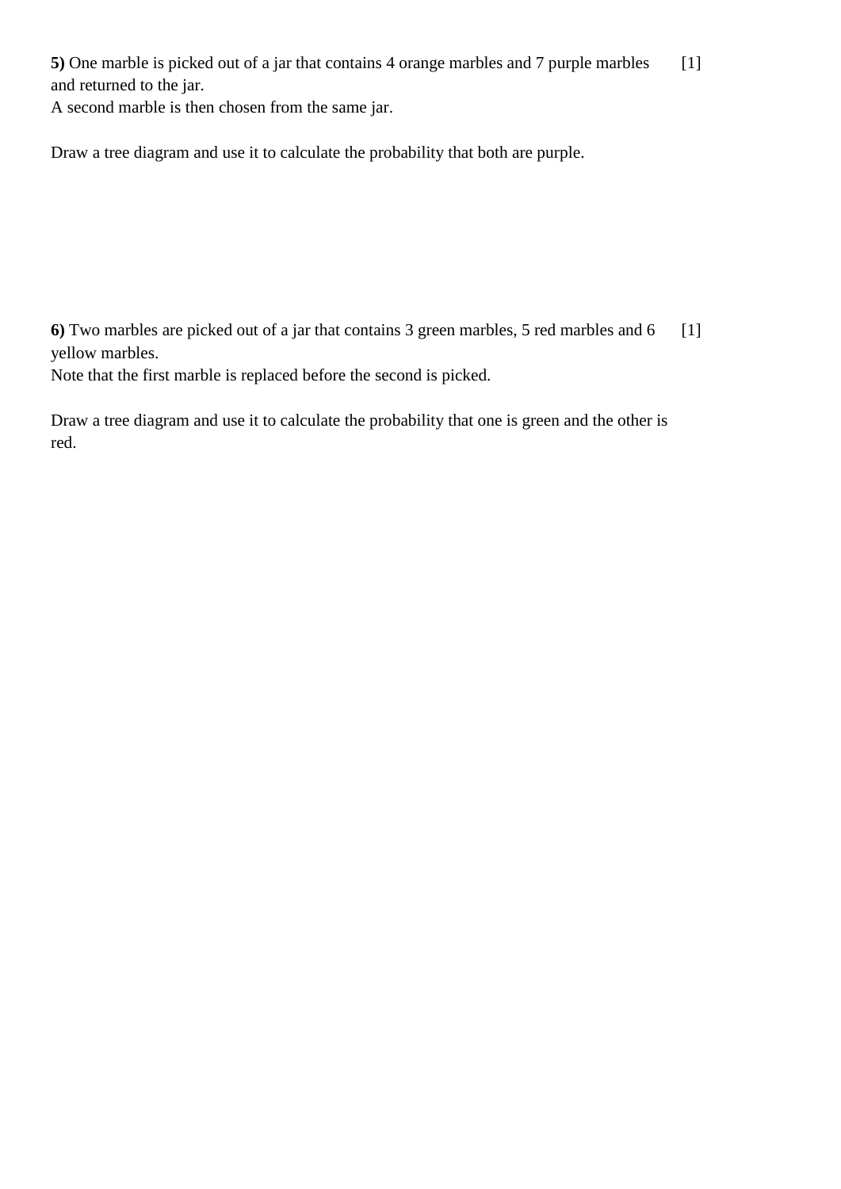**5)** One marble is picked out of a jar that contains 4 orange marbles and 7 purple marbles and returned to the jar. [1]
A second marble is then chosen from the same jar.

Draw a tree diagram and use it to calculate the probability that both are purple.

**6)** Two marbles are picked out of a jar that contains 3 green marbles, 5 red marbles and 6 yellow marbles. [1]
Note that the first marble is replaced before the second is picked.

Draw a tree diagram and use it to calculate the probability that one is green and the other is red.